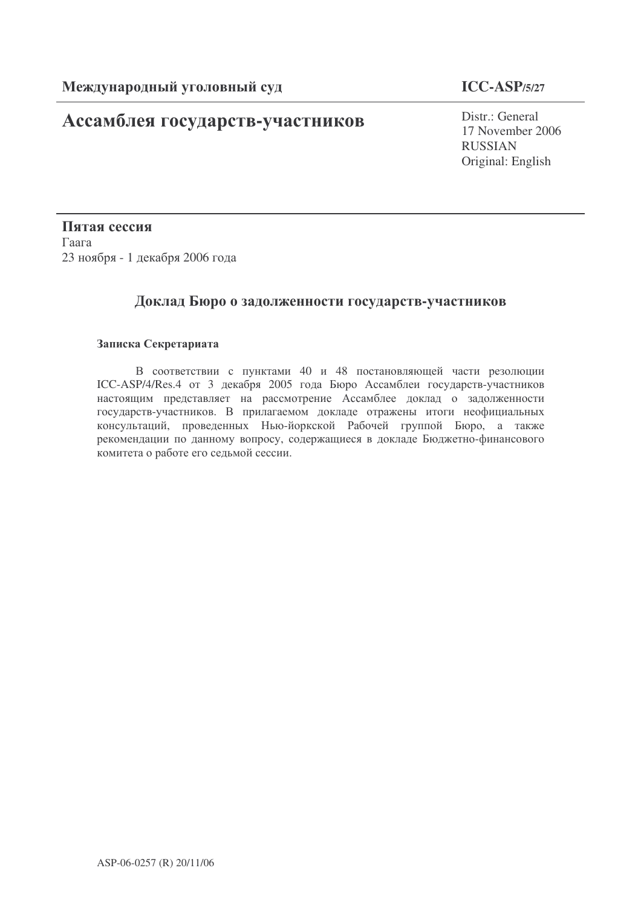**Международный уголовный суд** **ICC-ASP/5/27**

# Ассамблея государств-участников

Distr.: General
17 November 2006
RUSSIAN
Original: English

**Пятая сессия**
Гаага
23 ноября - 1 декабря 2006 года

## Доклад Бюро о задолженности государств-участников

### Записка Секретариата

В соответствии с пунктами 40 и 48 постановляющей части резолюции ICC-ASP/4/Res.4 от 3 декабря 2005 года Бюро Ассамблеи государств-участников настоящим представляет на рассмотрение Ассамблее доклад о задолженности государств-участников. В прилагаемом докладе отражены итоги неофициальных консультаций, проведенных Нью-йоркской Рабочей группой Бюро, а также рекомендации по данному вопросу, содержащиеся в докладе Бюджетно-финансового комитета о работе его седьмой сессии.

ASP-06-0257 (R) 20/11/06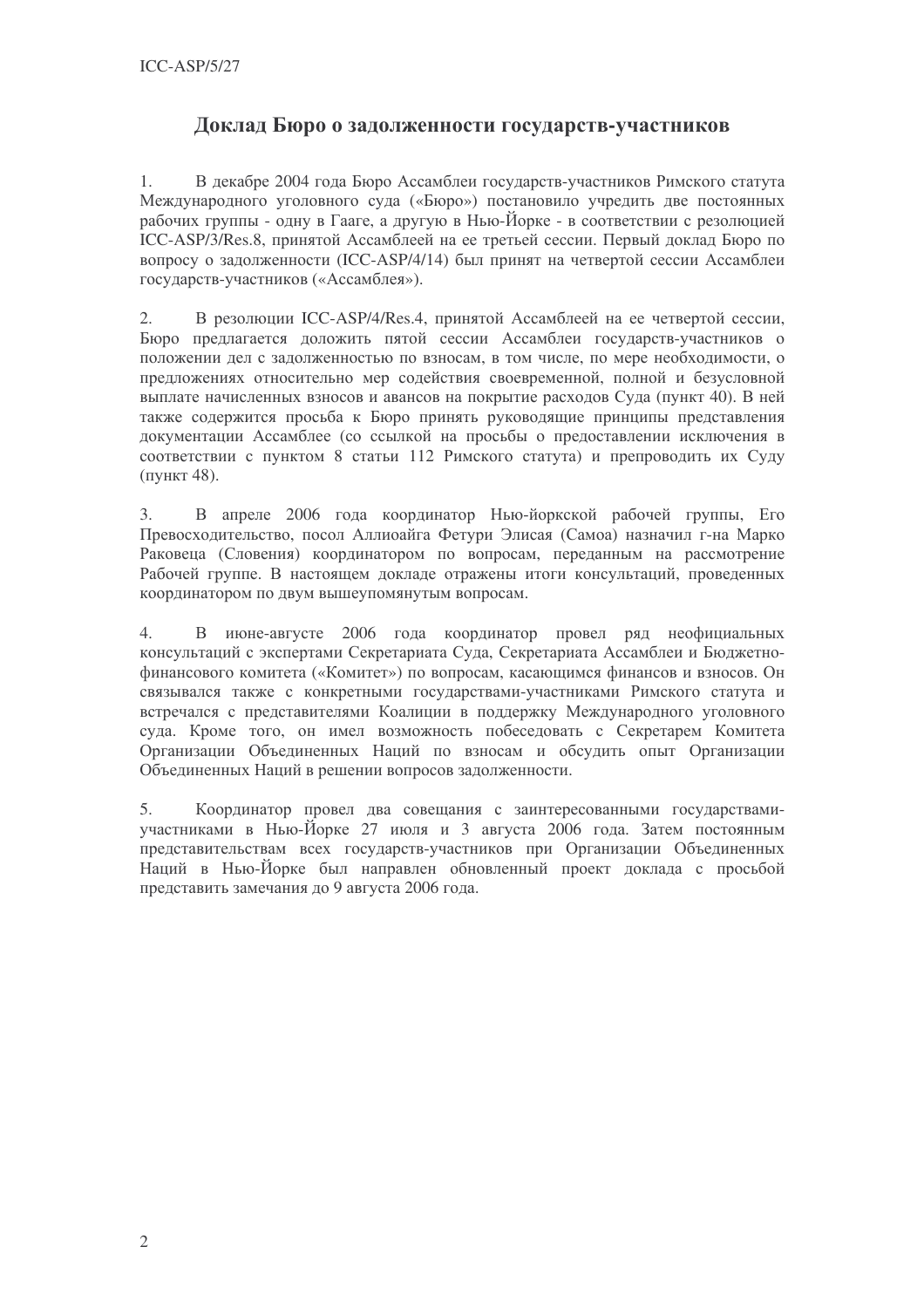# Доклад Бюро о задолженности государств-участников

1. В декабре 2004 года Бюро Ассамблеи государств-участников Римского статута Международного уголовного суда («Бюро») постановило учредить две постоянных рабочих группы - одну в Гааге, а другую в Нью-Йорке - в соответствии с резолюцией ICC-ASP/3/Res.8, принятой Ассамблеей на ее третьей сессии. Первый доклад Бюро по вопросу о задолженности (ICC-ASP/4/14) был принят на четвертой сессии Ассамблеи государств-участников («Ассамблея»).

2. В резолюции ICC-ASP/4/Res.4, принятой Ассамблеей на ее четвертой сессии, Бюро предлагается доложить пятой сессии Ассамблеи государств-участников о положении дел с задолженностью по взносам, в том числе, по мере необходимости, о предложениях относительно мер содействия своевременной, полной и безусловной выплате начисленных взносов и авансов на покрытие расходов Суда (пункт 40). В ней также содержится просьба к Бюро принять руководящие принципы представления документации Ассамблее (со ссылкой на просьбы о предоставлении исключения в соответствии с пунктом 8 статьи 112 Римского статута) и препроводить их Суду (пункт 48).

3. В апреле 2006 года координатор Нью-йоркской рабочей группы, Его Превосходительство, посол Аллиоайга Фетури Элисая (Самоа) назначил г-на Марко Раковеца (Словения) координатором по вопросам, переданным на рассмотрение Рабочей группе. В настоящем докладе отражены итоги консультаций, проведенных координатором по двум вышеупомянутым вопросам.

4. В июне-августе 2006 года координатор провел ряд неофициальных консультаций с экспертами Секретариата Суда, Секретариата Ассамблеи и Бюджетно-финансового комитета («Комитет») по вопросам, касающимся финансов и взносов. Он связывался также с конкретными государствами-участниками Римского статута и встречался с представителями Коалиции в поддержку Международного уголовного суда. Кроме того, он имел возможность побеседовать с Секретарем Комитета Организации Объединенных Наций по взносам и обсудить опыт Организации Объединенных Наций в решении вопросов задолженности.

5. Координатор провел два совещания с заинтересованными государствами-участниками в Нью-Йорке 27 июля и 3 августа 2006 года. Затем постоянным представительствам всех государств-участников при Организации Объединенных Наций в Нью-Йорке был направлен обновленный проект доклада с просьбой представить замечания до 9 августа 2006 года.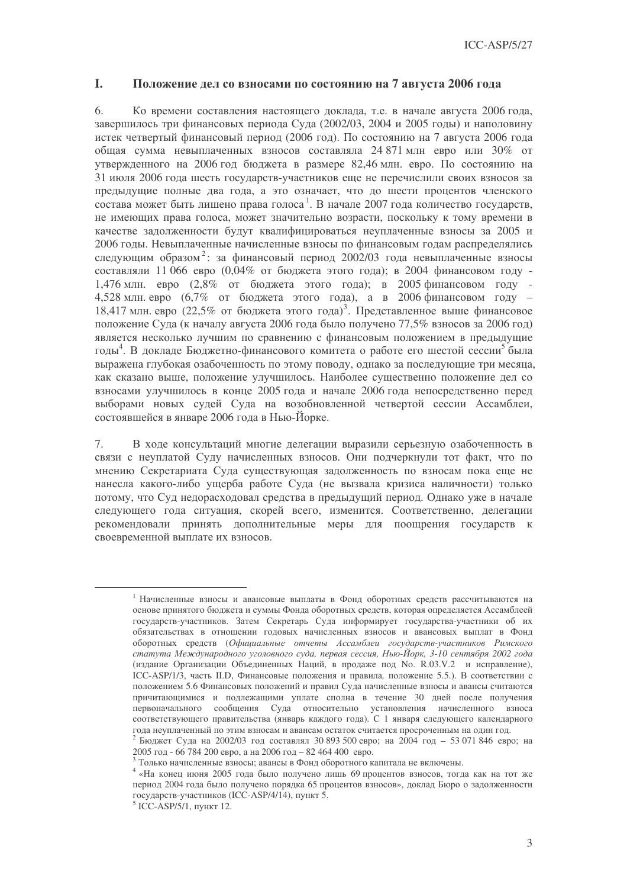## I. Положение дел со взносами по состоянию на 7 августа 2006 года

6. Ко времени составления настоящего доклада, т.е. в начале августа 2006 года, завершилось три финансовых периода Суда (2002/03, 2004 и 2005 годы) и наполовину истек четвертый финансовый период (2006 год). По состоянию на 7 августа 2006 года общая сумма невыплаченных взносов составляла 24 871 млн евро или 30% от утвержденного на 2006 год бюджета в размере 82,46 млн. евро. По состоянию на 31 июля 2006 года шесть государств-участников еще не перечислили своих взносов за предыдущие полные два года, а это означает, что до шести процентов членского состава может быть лишено права голоса[1]. В начале 2007 года количество государств, не имеющих права голоса, может значительно возрасти, поскольку к тому времени в качестве задолженности будут квалифицироваться неуплаченные взносы за 2005 и 2006 годы. Невыплаченные начисленные взносы по финансовым годам распределялись следующим образом[2]: за финансовый период 2002/03 года невыплаченные взносы составляли 11 066 евро (0,04% от бюджета этого года); в 2004 финансовом году - 1,476 млн. евро (2,8% от бюджета этого года); в 2005 финансовом году - 4,528 млн. евро (6,7% от бюджета этого года), а в 2006 финансовом году – 18,417 млн. евро (22,5% от бюджета этого года)[3]. Представленное выше финансовое положение Суда (к началу августа 2006 года было получено 77,5% взносов за 2006 год) является несколько лучшим по сравнению с финансовым положением в предыдущие годы[4]. В докладе Бюджетно-финансового комитета о работе его шестой сессии[5] была выражена глубокая озабоченность по этому поводу, однако за последующие три месяца, как сказано выше, положение улучшилось. Наиболее существенно положение дел со взносами улучшилось в конце 2005 года и начале 2006 года непосредственно перед выборами новых судей Суда на возобновленной четвертой сессии Ассамблеи, состоявшейся в январе 2006 года в Нью-Йорке.

7. В ходе консультаций многие делегации выразили серьезную озабоченность в связи с неуплатой Суду начисленных взносов. Они подчеркнули тот факт, что по мнению Секретариата Суда существующая задолженность по взносам пока еще не нанесла какого-либо ущерба работе Суда (не вызвала кризиса наличности) только потому, что Суд недорасходовал средства в предыдущий период. Однако уже в начале следующего года ситуация, скорей всего, изменится. Соответственно, делегации рекомендовали принять дополнительные меры для поощрения государств к своевременной выплате их взносов.

---

[1] Начисленные взносы и авансовые выплаты в Фонд оборотных средств рассчитываются на основе принятого бюджета и суммы Фонда оборотных средств, которая определяется Ассамблеей государств-участников. Затем Секретарь Суда информирует государства-участники об их обязательствах в отношении годовых начисленных взносов и авансовых выплат в Фонд оборотных средств (*Официальные отчеты Ассамблеи государств-участников Римского статута Международного уголовного суда, первая сессия, Нью-Йорк, 3-10 сентября 2002 года* (издание Организации Объединенных Наций, в продаже под No. R.03.V.2 и исправление), ICC-ASP/1/3, часть II.D, Финансовые положения и правила, положение 5.5.). В соответствии с положением 5.6 Финансовых положений и правил Суда начисленные взносы и авансы считаются причитающимися и подлежащими уплате сполна в течение 30 дней после получения первоначального сообщения Суда относительно установления начисленного взноса соответствующего правительства (январь каждого года). С 1 января следующего календарного года неуплаченный по этим взносам и авансам остаток считается просроченным на один год.

[2] Бюджет Суда на 2002/03 год составлял 30 893 500 евро; на 2004 год – 53 071 846 евро; на 2005 год - 66 784 200 евро, а на 2006 год – 82 464 400 евро.

[3] Только начисленные взносы; авансы в Фонд оборотного капитала не включены.

[4] «На конец июня 2005 года было получено лишь 69 процентов взносов, тогда как на тот же период 2004 года было получено порядка 65 процентов взносов», доклад Бюро о задолженности государств-участников (ICC-ASP/4/14), пункт 5.

[5] ICC-ASP/5/1, пункт 12.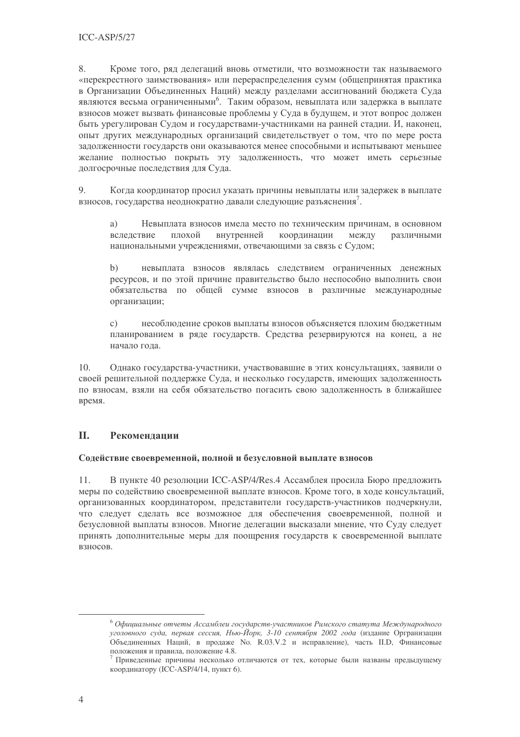8. Кроме того, ряд делегаций вновь отметили, что возможности так называемого «перекрестного заимствования» или перераспределения сумм (общепринятая практика в Организации Объединенных Наций) между разделами ассигнований бюджета Суда являются весьма ограниченными[6]. Таким образом, невыплата или задержка в выплате взносов может вызвать финансовые проблемы у Суда в будущем, и этот вопрос должен быть урегулирован Судом и государствами-участниками на ранней стадии. И, наконец, опыт других международных организаций свидетельствует о том, что по мере роста задолженности государств они оказываются менее способными и испытывают меньшее желание полностью покрыть эту задолженность, что может иметь серьезные долгосрочные последствия для Суда.

9. Когда координатор просил указать причины невыплаты или задержек в выплате взносов, государства неоднократно давали следующие разъяснения[7].

a) Невыплата взносов имела место по техническим причинам, в основном вследствие плохой внутренней координации между различными национальными учреждениями, отвечающими за связь с Судом;

b) невыплата взносов являлась следствием ограниченных денежных ресурсов, и по этой причине правительство было неспособно выполнить свои обязательства по общей сумме взносов в различные международные организации;

c) несоблюдение сроков выплаты взносов объясняется плохим бюджетным планированием в ряде государств. Средства резервируются на конец, а не начало года.

10. Однако государства-участники, участвовавшие в этих консультациях, заявили о своей решительной поддержке Суда, и несколько государств, имеющих задолженность по взносам, взяли на себя обязательство погасить свою задолженность в ближайшее время.

## II. Рекомендации

### Содействие своевременной, полной и безусловной выплате взносов

11. В пункте 40 резолюции ICC-ASP/4/Res.4 Ассамблея просила Бюро предложить меры по содействию своевременной выплате взносов. Кроме того, в ходе консультаций, организованных координатором, представители государств-участников подчеркнули, что следует сделать все возможное для обеспечения своевременной, полной и безусловной выплаты взносов. Многие делегации высказали мнение, что Суду следует принять дополнительные меры для поощрения государств к своевременной выплате взносов.

---

[6] *Официальные отчеты Ассамблеи государств-участников Римского статута Международного уголовного суда, первая сессия, Нью-Йорк, 3-10 сентября 2002 года* (издание Оргранизации Объединенных Наций, в продаже No. R.03.V.2 и исправление), часть II.D, Финансовые положения и правила, положение 4.8.

[7] Приведенные причины несколько отличаются от тех, которые были названы предыдущему координатору (ICC-ASP/4/14, пункт 6).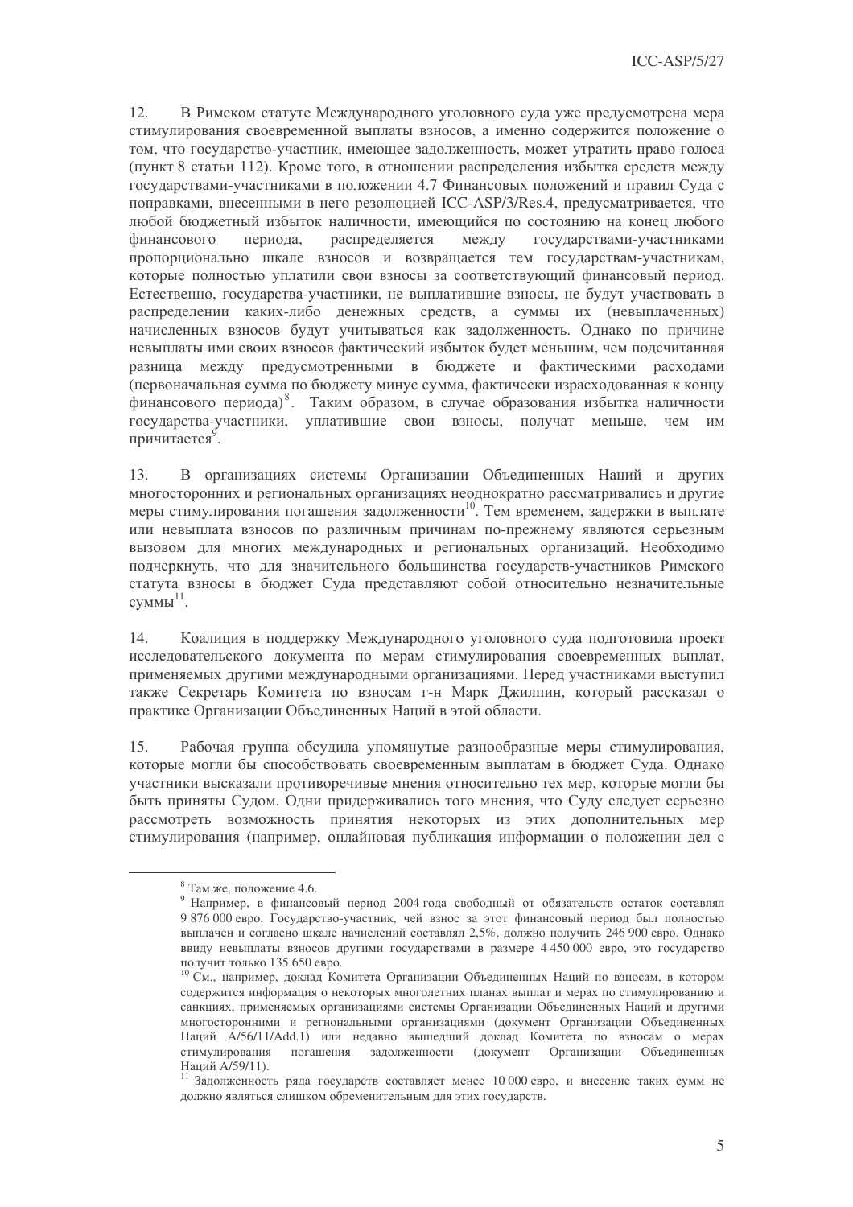12. В Римском статуте Международного уголовного суда уже предусмотрена мера стимулирования своевременной выплаты взносов, а именно содержится положение о том, что государство-участник, имеющее задолженность, может утратить право голоса (пункт 8 статьи 112). Кроме того, в отношении распределения избытка средств между государствами-участниками в положении 4.7 Финансовых положений и правил Суда с поправками, внесенными в него резолюцией ICC-ASP/3/Res.4, предусматривается, что любой бюджетный избыток наличности, имеющийся по состоянию на конец любого финансового периода, распределяется между государствами-участниками пропорционально шкале взносов и возвращается тем государствам-участникам, которые полностью уплатили свои взносы за соответствующий финансовый период. Естественно, государства-участники, не выплатившие взносы, не будут участвовать в распределении каких-либо денежных средств, а суммы их (невыплаченных) начисленных взносов будут учитываться как задолженность. Однако по причине невыплаты ими своих взносов фактический избыток будет меньшим, чем подсчитанная разница между предусмотренными в бюджете и фактическими расходами (первоначальная сумма по бюджету минус сумма, фактически израсходованная к концу финансового периода)[8]. Таким образом, в случае образования избытка наличности государства-участники, уплатившие свои взносы, получат меньше, чем им причитается[9].

13. В организациях системы Организации Объединенных Наций и других многосторонних и региональных организациях неоднократно рассматривались и другие меры стимулирования погашения задолженности[10]. Тем временем, задержки в выплате или невыплата взносов по различным причинам по-прежнему являются серьезным вызовом для многих международных и региональных организаций. Необходимо подчеркнуть, что для значительного большинства государств-участников Римского статута взносы в бюджет Суда представляют собой относительно незначительные суммы[11].

14. Коалиция в поддержку Международного уголовного суда подготовила проект исследовательского документа по мерам стимулирования своевременных выплат, применяемых другими международными организациями. Перед участниками выступил также Секретарь Комитета по взносам г-н Марк Джилпин, который рассказал о практике Организации Объединенных Наций в этой области.

15. Рабочая группа обсудила упомянутые разнообразные меры стимулирования, которые могли бы способствовать своевременным выплатам в бюджет Суда. Однако участники высказали противоречивые мнения относительно тех мер, которые могли бы быть приняты Судом. Одни придерживались того мнения, что Суду следует серьезно рассмотреть возможность принятия некоторых из этих дополнительных мер стимулирования (например, онлайновая публикация информации о положении дел с

---

[8] Там же, положение 4.6.

[9] Например, в финансовый период 2004 года свободный от обязательств остаток составлял 9 876 000 евро. Государство-участник, чей взнос за этот финансовый период был полностью выплачен и согласно шкале начислений составлял 2,5%, должно получить 246 900 евро. Однако ввиду невыплаты взносов другими государствами в размере 4 450 000 евро, это государство получит только 135 650 евро.

[10] См., например, доклад Комитета Организации Объединенных Наций по взносам, в котором содержится информация о некоторых многолетних планах выплат и мерах по стимулированию и санкциях, применяемых организациями системы Организации Объединенных Наций и другими многосторонними и региональными организациями (документ Организации Объединенных Наций A/56/11/Add.1) или недавно вышедший доклад Комитета по взносам о мерах стимулирования погашения задолженности (документ Организации Объединенных Наций A/59/11).

[11] Задолженность ряда государств составляет менее 10 000 евро, и внесение таких сумм не должно являться слишком обременительным для этих государств.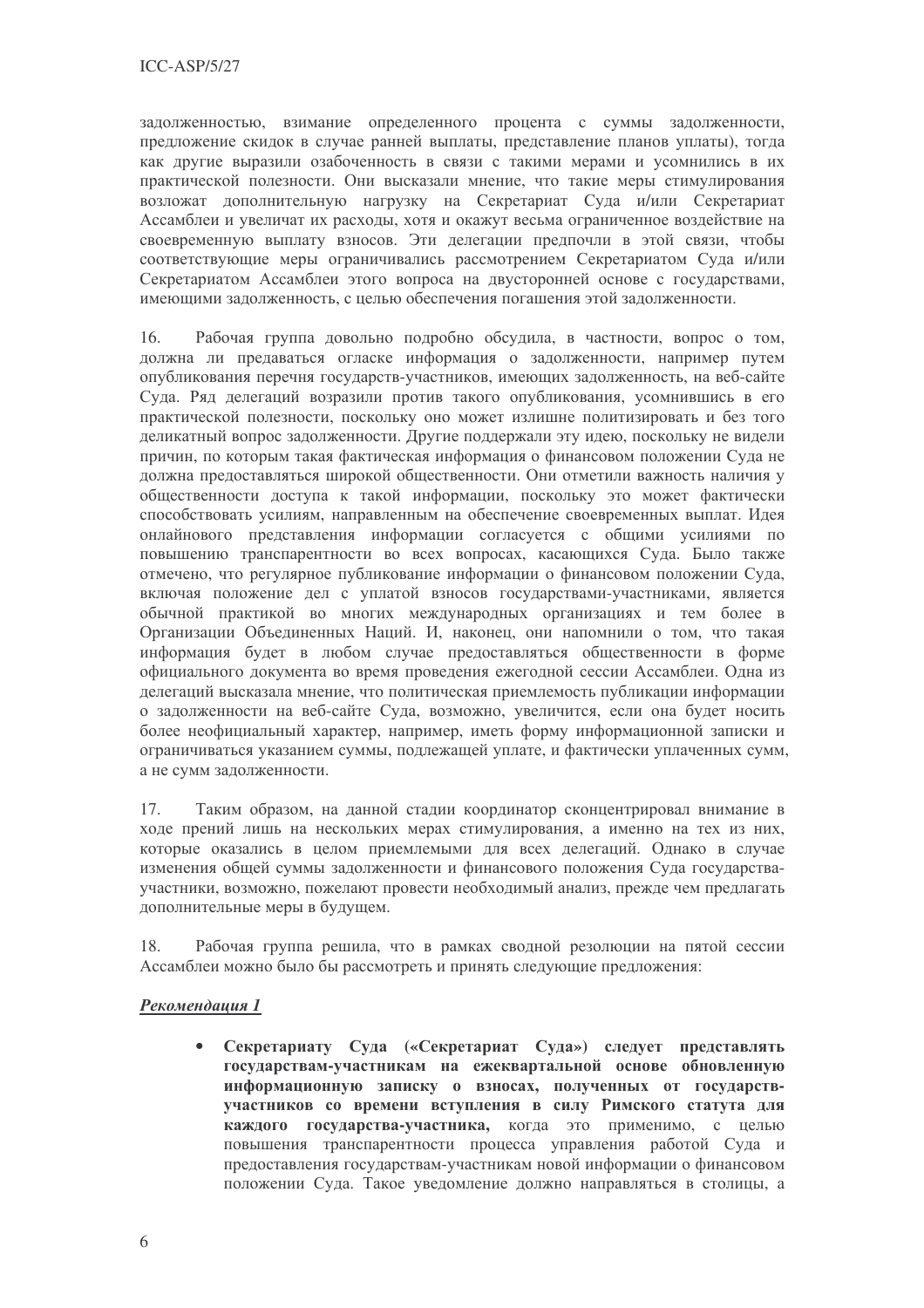задолженностью, взимание определенного процента с суммы задолженности, предложение скидок в случае ранней выплаты, представление планов уплаты), тогда как другие выразили озабоченность в связи с такими мерами и усомнились в их практической полезности. Они высказали мнение, что такие меры стимулирования возложат дополнительную нагрузку на Секретариат Суда и/или Секретариат Ассамблеи и увеличат их расходы, хотя и окажут весьма ограниченное воздействие на своевременную выплату взносов. Эти делегации предпочли в этой связи, чтобы соответствующие меры ограничивались рассмотрением Секретариатом Суда и/или Секретариатом Ассамблеи этого вопроса на двусторонней основе с государствами, имеющими задолженность, с целью обеспечения погашения этой задолженности.

16. Рабочая группа довольно подробно обсудила, в частности, вопрос о том, должна ли предаваться огласке информация о задолженности, например путем опубликования перечня государств-участников, имеющих задолженность, на веб-сайте Суда. Ряд делегаций возразили против такого опубликования, усомнившись в его практической полезности, поскольку оно может излишне политизировать и без того деликатный вопрос задолженности. Другие поддержали эту идею, поскольку не видели причин, по которым такая фактическая информация о финансовом положении Суда не должна предоставляться широкой общественности. Они отметили важность наличия у общественности доступа к такой информации, поскольку это может фактически способствовать усилиям, направленным на обеспечение своевременных выплат. Идея онлайнового представления информации согласуется с общими усилиями по повышению транспарентности во всех вопросах, касающихся Суда. Было также отмечено, что регулярное публикование информации о финансовом положении Суда, включая положение дел с уплатой взносов государствами-участниками, является обычной практикой во многих международных организациях и тем более в Организации Объединенных Наций. И, наконец, они напомнили о том, что такая информация будет в любом случае предоставляться общественности в форме официального документа во время проведения ежегодной сессии Ассамблеи. Одна из делегаций высказала мнение, что политическая приемлемость публикации информации о задолженности на веб-сайте Суда, возможно, увеличится, если она будет носить более неофициальный характер, например, иметь форму информационной записки и ограничиваться указанием суммы, подлежащей уплате, и фактически уплаченных сумм, а не сумм задолженности.

17. Таким образом, на данной стадии координатор сконцентрировал внимание в ходе прений лишь на нескольких мерах стимулирования, а именно на тех из них, которые оказались в целом приемлемыми для всех делегаций. Однако в случае изменения общей суммы задолженности и финансового положения Суда государства-участники, возможно, пожелают провести необходимый анализ, прежде чем предлагать дополнительные меры в будущем.

18. Рабочая группа решила, что в рамках сводной резолюции на пятой сессии Ассамблеи можно было бы рассмотреть и принять следующие предложения:

***Рекомендация 1***

- **Секретариату Суда («Секретариат Суда») следует представлять государствам-участникам на ежеквартальной основе обновленную информационную записку о взносах, полученных от государств-участников со времени вступления в силу Римского статута для каждого государства-участника,** когда это применимо, с целью повышения транспарентности процесса управления работой Суда и предоставления государствам-участникам новой информации о финансовом положении Суда. Такое уведомление должно направляться в столицы, а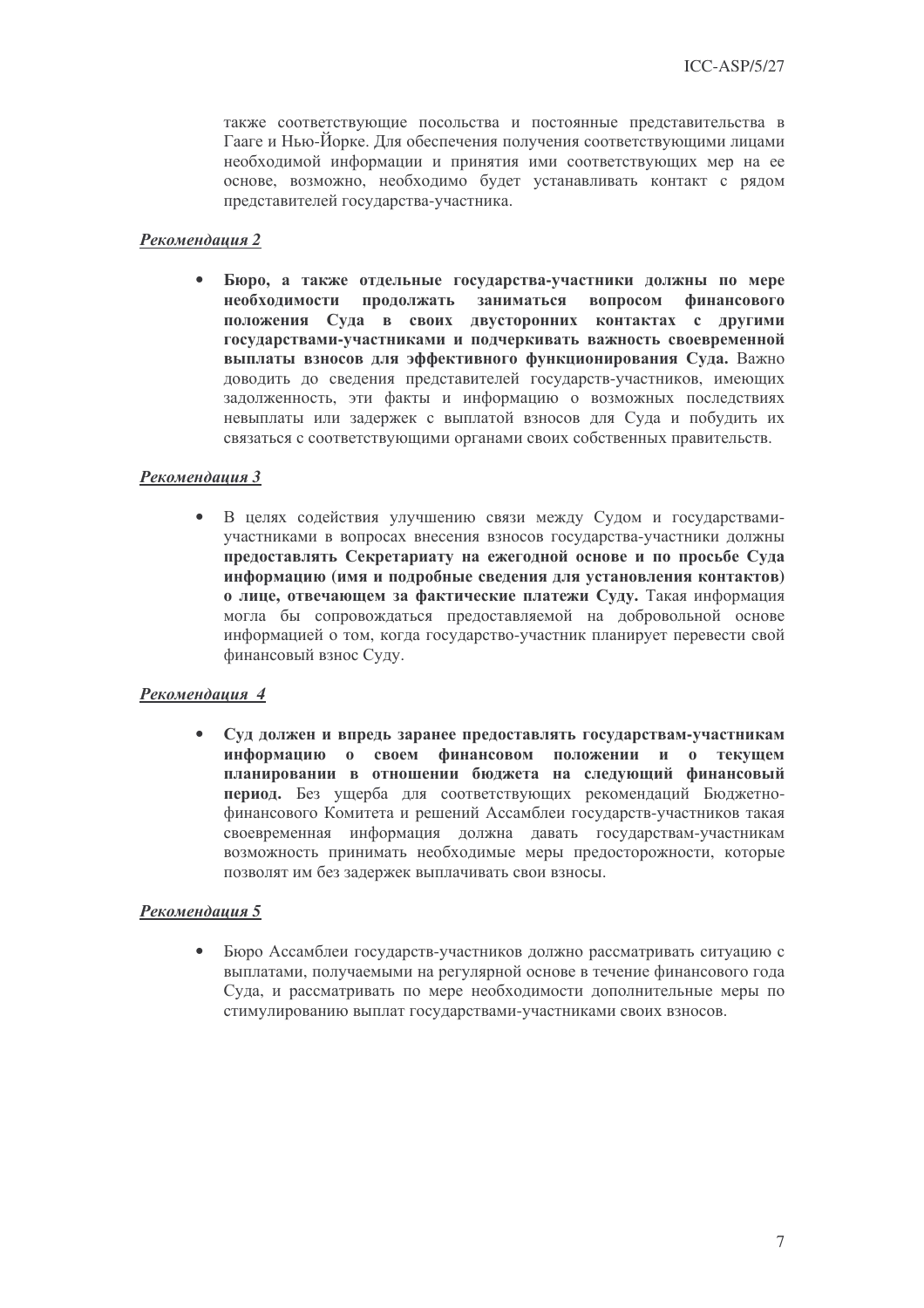также соответствующие посольства и постоянные представительства в Гааге и Нью-Йорке. Для обеспечения получения соответствующими лицами необходимой информации и принятия ими соответствующих мер на ее основе, возможно, необходимо будет устанавливать контакт с рядом представителей государства-участника.

***Рекомендация 2***

- **Бюро, а также отдельные государства-участники должны по мере необходимости продолжать заниматься вопросом финансового положения Суда в своих двусторонних контактах с другими государствами-участниками и подчеркивать важность своевременной выплаты взносов для эффективного функционирования Суда.** Важно доводить до сведения представителей государств-участников, имеющих задолженность, эти факты и информацию о возможных последствиях невыплаты или задержек с выплатой взносов для Суда и побудить их связаться с соответствующими органами своих собственных правительств.

***Рекомендация 3***

- В целях содействия улучшению связи между Судом и государствами-участниками в вопросах внесения взносов государства-участники должны **предоставлять Секретариату на ежегодной основе и по просьбе Суда информацию (имя и подробные сведения для установления контактов) о лице, отвечающем за фактические платежи Суду.** Такая информация могла бы сопровождаться предоставляемой на добровольной основе информацией о том, когда государство-участник планирует перевести свой финансовый взнос Суду.

***Рекомендация 4***

- **Суд должен и впредь заранее предоставлять государствам-участникам информацию о своем финансовом положении и о текущем планировании в отношении бюджета на следующий финансовый период.** Без ущерба для соответствующих рекомендаций Бюджетно-финансового Комитета и решений Ассамблеи государств-участников такая своевременная информация должна давать государствам-участникам возможность принимать необходимые меры предосторожности, которые позволят им без задержек выплачивать свои взносы.

***Рекомендация 5***

- Бюро Ассамблеи государств-участников должно рассматривать ситуацию с выплатами, получаемыми на регулярной основе в течение финансового года Суда, и рассматривать по мере необходимости дополнительные меры по стимулированию выплат государствами-участниками своих взносов.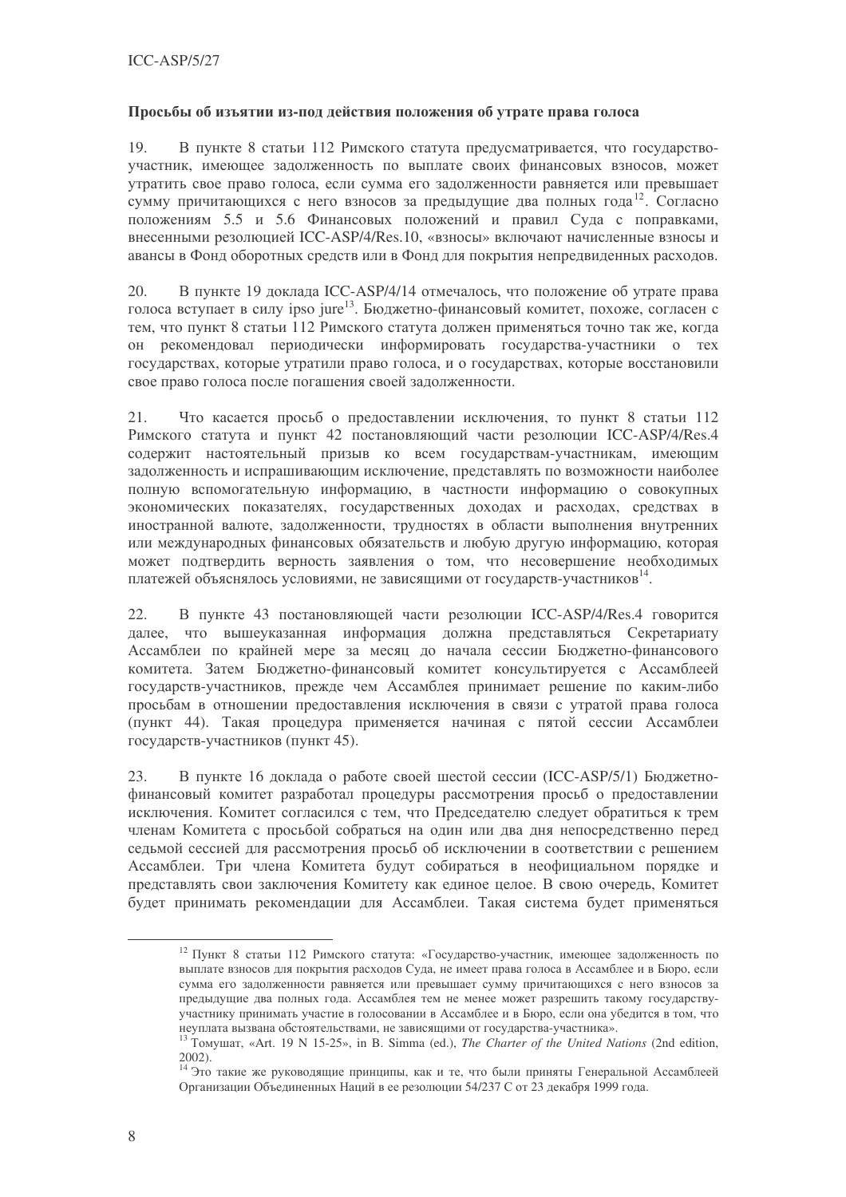**Просьбы об изъятии из-под действия положения об утрате права голоса**

19. В пункте 8 статьи 112 Римского статута предусматривается, что государство-участник, имеющее задолженность по выплате своих финансовых взносов, может утратить свое право голоса, если сумма его задолженности равняется или превышает сумму причитающихся с него взносов за предыдущие два полных года[12]. Согласно положениям 5.5 и 5.6 Финансовых положений и правил Суда с поправками, внесенными резолюцией ICC-ASP/4/Res.10, «взносы» включают начисленные взносы и авансы в Фонд оборотных средств или в Фонд для покрытия непредвиденных расходов.

20. В пункте 19 доклада ICC-ASP/4/14 отмечалось, что положение об утрате права голоса вступает в силу ipso jure[13]. Бюджетно-финансовый комитет, похоже, согласен с тем, что пункт 8 статьи 112 Римского статута должен применяться точно так же, когда он рекомендовал периодически информировать государства-участники о тех государствах, которые утратили право голоса, и о государствах, которые восстановили свое право голоса после погашения своей задолженности.

21. Что касается просьб о предоставлении исключения, то пункт 8 статьи 112 Римского статута и пункт 42 постановляющий части резолюции ICC-ASP/4/Res.4 содержит настоятельный призыв ко всем государствам-участникам, имеющим задолженность и испрашивающим исключение, представлять по возможности наиболее полную вспомогательную информацию, в частности информацию о совокупных экономических показателях, государственных доходах и расходах, средствах в иностранной валюте, задолженности, трудностях в области выполнения внутренних или международных финансовых обязательств и любую другую информацию, которая может подтвердить верность заявления о том, что несовершение необходимых платежей объяснялось условиями, не зависящими от государств-участников[14].

22. В пункте 43 постановляющей части резолюции ICC-ASP/4/Res.4 говорится далее, что вышеуказанная информация должна представляться Секретариату Ассамблеи по крайней мере за месяц до начала сессии Бюджетно-финансового комитета. Затем Бюджетно-финансовый комитет консультируется с Ассамблеей государств-участников, прежде чем Ассамблея принимает решение по каким-либо просьбам в отношении предоставления исключения в связи с утратой права голоса (пункт 44). Такая процедура применяется начиная с пятой сессии Ассамблеи государств-участников (пункт 45).

23. В пункте 16 доклада о работе своей шестой сессии (ICC-ASP/5/1) Бюджетно-финансовый комитет разработал процедуры рассмотрения просьб о предоставлении исключения. Комитет согласился с тем, что Председателю следует обратиться к трем членам Комитета с просьбой собраться на один или два дня непосредственно перед седьмой сессией для рассмотрения просьб об исключении в соответствии с решением Ассамблеи. Три члена Комитета будут собираться в неофициальном порядке и представлять свои заключения Комитету как единое целое. В свою очередь, Комитет будет принимать рекомендации для Ассамблеи. Такая система будет применяться

---

[12] Пункт 8 статьи 112 Римского статута: «Государство-участник, имеющее задолженность по выплате взносов для покрытия расходов Суда, не имеет права голоса в Ассамблее и в Бюро, если сумма его задолженности равняется или превышает сумму причитающихся с него взносов за предыдущие два полных года. Ассамблея тем не менее может разрешить такому государству-участнику принимать участие в голосовании в Ассамблее и в Бюро, если она убедится в том, что неуплата вызвана обстоятельствами, не зависящими от государства-участника».

[13] Томушат, «Art. 19 N 15-25», in B. Simma (ed.), *The Charter of the United Nations* (2nd edition, 2002).

[14] Это такие же руководящие принципы, как и те, что были приняты Генеральной Ассамблеей Организации Объединенных Наций в ее резолюции 54/237 C от 23 декабря 1999 года.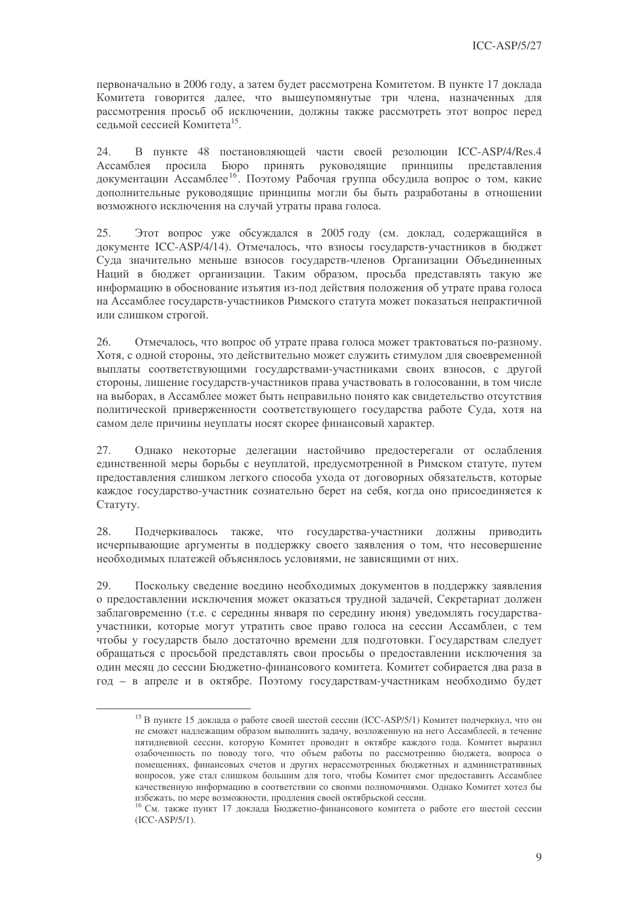первоначально в 2006 году, а затем будет рассмотрена Комитетом. В пункте 17 доклада Комитета говорится далее, что вышеупомянутые три члена, назначенных для рассмотрения просьб об исключении, должны также рассмотреть этот вопрос перед седьмой сессией Комитета[15].

24. В пункте 48 постановляющей части своей резолюции ICC-ASP/4/Res.4 Ассамблея просила Бюро принять руководящие принципы представления документации Ассамблее[16]. Поэтому Рабочая группа обсудила вопрос о том, какие дополнительные руководящие принципы могли бы быть разработаны в отношении возможного исключения на случай утраты права голоса.

25. Этот вопрос уже обсуждался в 2005 году (см. доклад, содержащийся в документе ICC-ASP/4/14). Отмечалось, что взносы государств-участников в бюджет Суда значительно меньше взносов государств-членов Организации Объединенных Наций в бюджет организации. Таким образом, просьба представлять такую же информацию в обоснование изъятия из-под действия положения об утрате права голоса на Ассамблее государств-участников Римского статута может показаться непрактичной или слишком строгой.

26. Отмечалось, что вопрос об утрате права голоса может трактоваться по-разному. Хотя, с одной стороны, это действительно может служить стимулом для своевременной выплаты соответствующими государствами-участниками своих взносов, с другой стороны, лишение государств-участников права участвовать в голосовании, в том числе на выборах, в Ассамблее может быть неправильно понято как свидетельство отсутствия политической приверженности соответствующего государства работе Суда, хотя на самом деле причины неуплаты носят скорее финансовый характер.

27. Однако некоторые делегации настойчиво предостерегали от ослабления единственной меры борьбы с неуплатой, предусмотренной в Римском статуте, путем предоставления слишком легкого способа ухода от договорных обязательств, которые каждое государство-участник сознательно берет на себя, когда оно присоединяется к Статуту.

28. Подчеркивалось также, что государства-участники должны приводить исчерпывающие аргументы в поддержку своего заявления о том, что несовершение необходимых платежей объяснялось условиями, не зависящими от них.

29. Поскольку сведение воедино необходимых документов в поддержку заявления о предоставлении исключения может оказаться трудной задачей, Секретариат должен заблаговременно (т.е. с середины января по середину июня) уведомлять государства-участники, которые могут утратить свое право голоса на сессии Ассамблеи, с тем чтобы у государств было достаточно времени для подготовки. Государствам следует обращаться с просьбой представлять свои просьбы о предоставлении исключения за один месяц до сессии Бюджетно-финансового комитета. Комитет собирается два раза в год – в апреле и в октябре. Поэтому государствам-участникам необходимо будет

---

[15] В пункте 15 доклада о работе своей шестой сессии (ICC-ASP/5/1) Комитет подчеркнул, что он не сможет надлежащим образом выполнить задачу, возложенную на него Ассамблеей, в течение пятидневной сессии, которую Комитет проводит в октябре каждого года. Комитет выразил озабоченность по поводу того, что объем работы по рассмотрению бюджета, вопроса о помещениях, финансовых счетов и других нерассмотренных бюджетных и административных вопросов, уже стал слишком большим для того, чтобы Комитет смог предоставить Ассамблее качественную информацию в соответствии со своими полномочиями. Однако Комитет хотел бы избежать, по мере возможности, продления своей октябрьской сессии.

[16] См. также пункт 17 доклада Бюджетно-финансового комитета о работе его шестой сессии (ICC-ASP/5/1).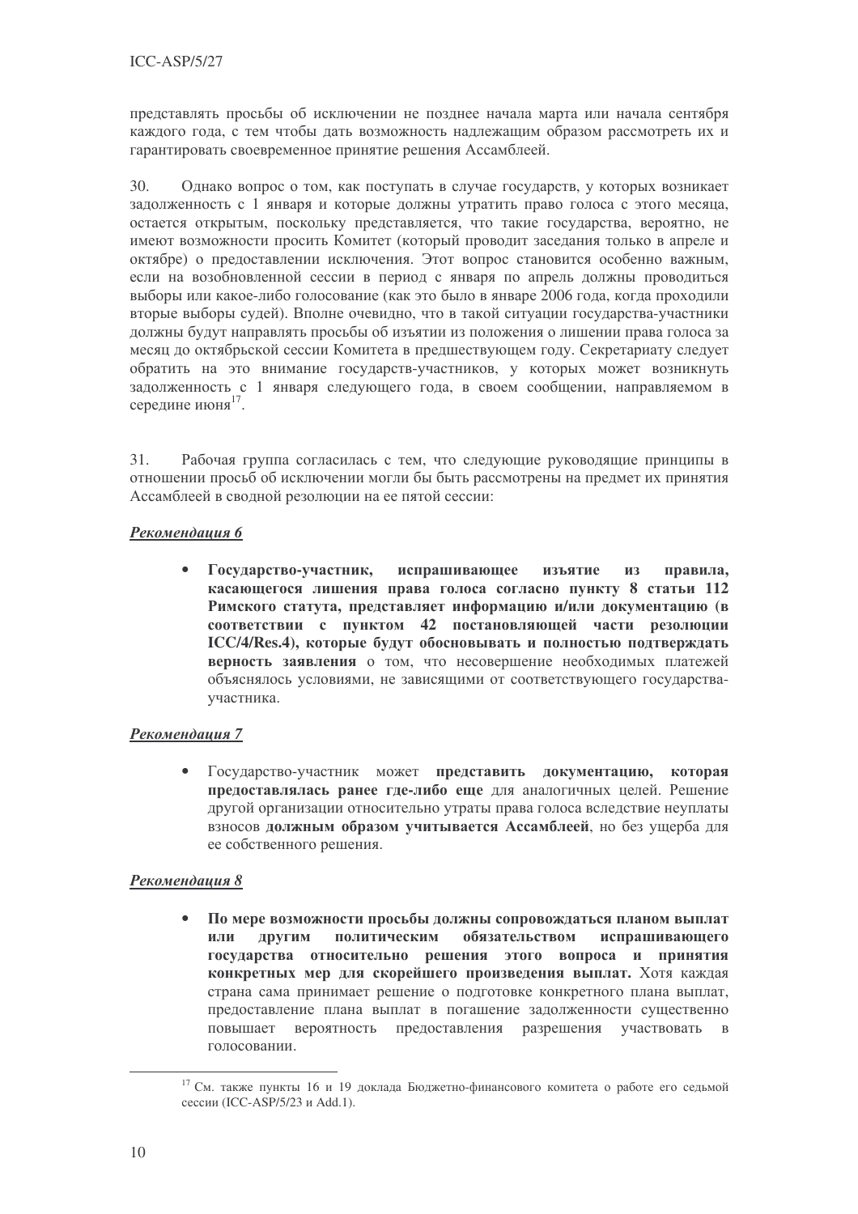представлять просьбы об исключении не позднее начала марта или начала сентября каждого года, с тем чтобы дать возможность надлежащим образом рассмотреть их и гарантировать своевременное принятие решения Ассамблеей.

30. Однако вопрос о том, как поступать в случае государств, у которых возникает задолженность с 1 января и которые должны утратить право голоса с этого месяца, остается открытым, поскольку представляется, что такие государства, вероятно, не имеют возможности просить Комитет (который проводит заседания только в апреле и октябре) о предоставлении исключения. Этот вопрос становится особенно важным, если на возобновленной сессии в период с января по апрель должны проводиться выборы или какое-либо голосование (как это было в январе 2006 года, когда проходили вторые выборы судей). Вполне очевидно, что в такой ситуации государства-участники должны будут направлять просьбы об изъятии из положения о лишении права голоса за месяц до октябрьской сессии Комитета в предшествующем году. Секретариату следует обратить на это внимание государств-участников, у которых может возникнуть задолженность с 1 января следующего года, в своем сообщении, направляемом в середине июня[17].

31. Рабочая группа согласилась с тем, что следующие руководящие принципы в отношении просьб об исключении могли бы быть рассмотрены на предмет их принятия Ассамблеей в сводной резолюции на ее пятой сессии:

***Рекомендация 6***

- **Государство-участник, испрашивающее изъятие из правила, касающегося лишения права голоса согласно пункту 8 статьи 112 Римского статута, представляет информацию и/или документацию (в соответствии с пунктом 42 постановляющей части резолюции ICC/4/Res.4), которые будут обосновывать и полностью подтверждать верность заявления** о том, что несовершение необходимых платежей объяснялось условиями, не зависящими от соответствующего государства-участника.

***Рекомендация 7***

- Государство-участник может **представить документацию, которая предоставлялась ранее где-либо еще** для аналогичных целей. Решение другой организации относительно утраты права голоса вследствие неуплаты взносов **должным образом учитывается Ассамблеей**, но без ущерба для ее собственного решения.

***Рекомендация 8***

- **По мере возможности просьбы должны сопровождаться планом выплат или другим политическим обязательством испрашивающего государства относительно решения этого вопроса и принятия конкретных мер для скорейшего произведения выплат.** Хотя каждая страна сама принимает решение о подготовке конкретного плана выплат, предоставление плана выплат в погашение задолженности существенно повышает вероятность предоставления разрешения участвовать в голосовании.

[17] См. также пункты 16 и 19 доклада Бюджетно-финансового комитета о работе его седьмой сессии (ICC-ASP/5/23 и Add.1).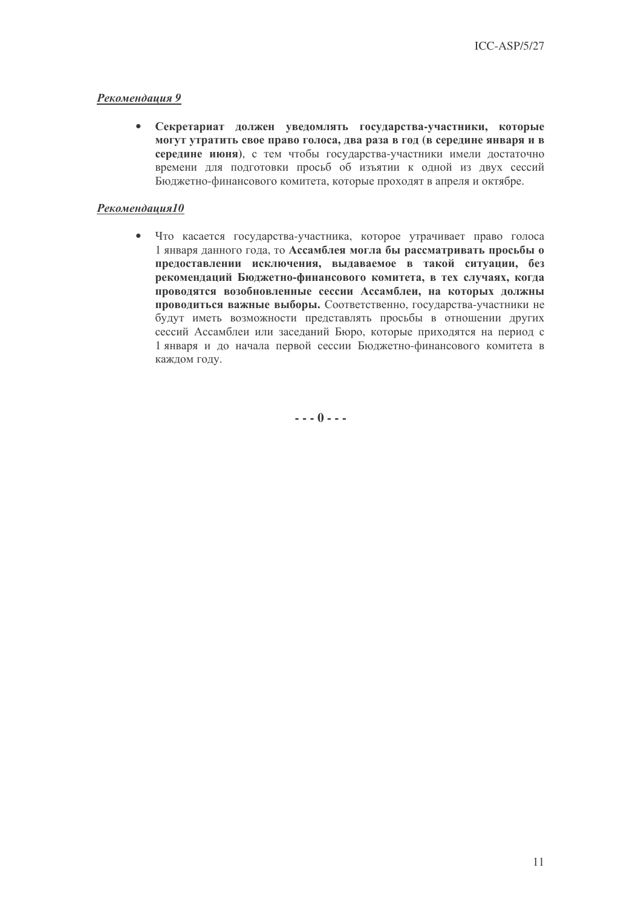***Рекомендация 9***

- **Секретариат должен уведомлять государства-участники, которые могут утратить свое право голоса, два раза в год (в середине января и в середине июня)**, с тем чтобы государства-участники имели достаточно времени для подготовки просьб об изъятии к одной из двух сессий Бюджетно-финансового комитета, которые проходят в апреля и октябре.

***Рекомендация10***

- Что касается государства-участника, которое утрачивает право голоса 1 января данного года, то **Ассамблея могла бы рассматривать просьбы о предоставлении исключения, выдаваемое в такой ситуации, без рекомендаций Бюджетно-финансового комитета, в тех случаях, когда проводятся возобновленные сессии Ассамблеи, на которых должны проводиться важные выборы.** Соответственно, государства-участники не будут иметь возможности представлять просьбы в отношении других сессий Ассамблеи или заседаний Бюро, которые приходятся на период с 1 января и до начала первой сессии Бюджетно-финансового комитета в каждом году.

**- - - 0 - - -**